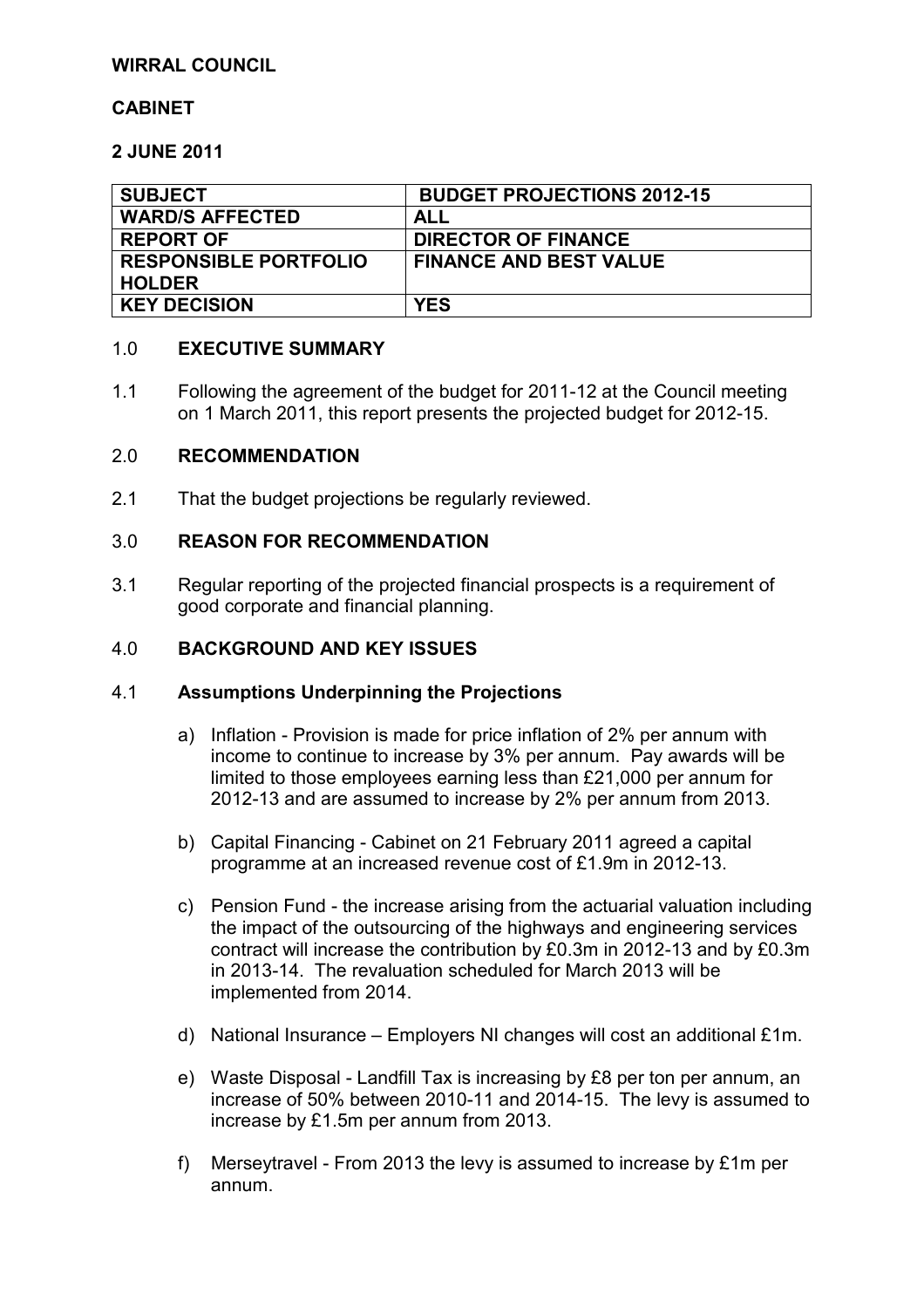**WIRRAL COUNCIL**

**CABINET**

**2 JUNE 2011**

| **SUBJECT** | **BUDGET PROJECTIONS 2012-15** |
|---|---|
| **WARD/S AFFECTED** | **ALL** |
| **REPORT OF** | **DIRECTOR OF FINANCE** |
| **RESPONSIBLE PORTFOLIO HOLDER** | **FINANCE AND BEST VALUE** |
| **KEY DECISION** | **YES** |

## 1.0 EXECUTIVE SUMMARY

1.1 Following the agreement of the budget for 2011-12 at the Council meeting on 1 March 2011, this report presents the projected budget for 2012-15.

## 2.0 RECOMMENDATION

2.1 That the budget projections be regularly reviewed.

## 3.0 REASON FOR RECOMMENDATION

3.1 Regular reporting of the projected financial prospects is a requirement of good corporate and financial planning.

## 4.0 BACKGROUND AND KEY ISSUES

### 4.1 Assumptions Underpinning the Projections

a) Inflation - Provision is made for price inflation of 2% per annum with income to continue to increase by 3% per annum. Pay awards will be limited to those employees earning less than £21,000 per annum for 2012-13 and are assumed to increase by 2% per annum from 2013.

b) Capital Financing - Cabinet on 21 February 2011 agreed a capital programme at an increased revenue cost of £1.9m in 2012-13.

c) Pension Fund - the increase arising from the actuarial valuation including the impact of the outsourcing of the highways and engineering services contract will increase the contribution by £0.3m in 2012-13 and by £0.3m in 2013-14. The revaluation scheduled for March 2013 will be implemented from 2014.

d) National Insurance – Employers NI changes will cost an additional £1m.

e) Waste Disposal - Landfill Tax is increasing by £8 per ton per annum, an increase of 50% between 2010-11 and 2014-15. The levy is assumed to increase by £1.5m per annum from 2013.

f) Merseytravel - From 2013 the levy is assumed to increase by £1m per annum.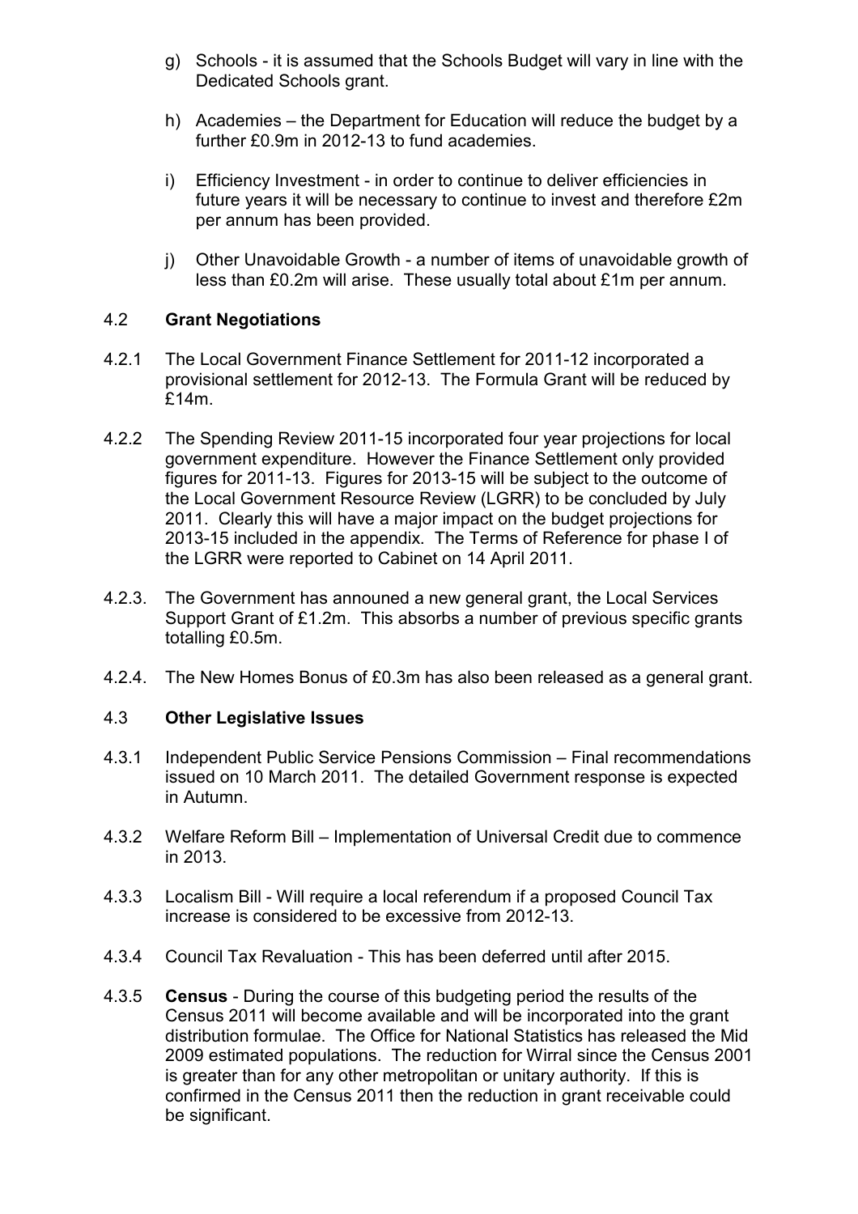g) Schools - it is assumed that the Schools Budget will vary in line with the Dedicated Schools grant.

h) Academies – the Department for Education will reduce the budget by a further £0.9m in 2012-13 to fund academies.

i) Efficiency Investment - in order to continue to deliver efficiencies in future years it will be necessary to continue to invest and therefore £2m per annum has been provided.

j) Other Unavoidable Growth - a number of items of unavoidable growth of less than £0.2m will arise. These usually total about £1m per annum.

4.2 **Grant Negotiations**

4.2.1 The Local Government Finance Settlement for 2011-12 incorporated a provisional settlement for 2012-13. The Formula Grant will be reduced by £14m.

4.2.2 The Spending Review 2011-15 incorporated four year projections for local government expenditure. However the Finance Settlement only provided figures for 2011-13. Figures for 2013-15 will be subject to the outcome of the Local Government Resource Review (LGRR) to be concluded by July 2011. Clearly this will have a major impact on the budget projections for 2013-15 included in the appendix. The Terms of Reference for phase I of the LGRR were reported to Cabinet on 14 April 2011.

4.2.3. The Government has announed a new general grant, the Local Services Support Grant of £1.2m. This absorbs a number of previous specific grants totalling £0.5m.

4.2.4. The New Homes Bonus of £0.3m has also been released as a general grant.

4.3 **Other Legislative Issues**

4.3.1 Independent Public Service Pensions Commission – Final recommendations issued on 10 March 2011. The detailed Government response is expected in Autumn.

4.3.2 Welfare Reform Bill – Implementation of Universal Credit due to commence in 2013.

4.3.3 Localism Bill - Will require a local referendum if a proposed Council Tax increase is considered to be excessive from 2012-13.

4.3.4 Council Tax Revaluation - This has been deferred until after 2015.

4.3.5 **Census** - During the course of this budgeting period the results of the Census 2011 will become available and will be incorporated into the grant distribution formulae. The Office for National Statistics has released the Mid 2009 estimated populations. The reduction for Wirral since the Census 2001 is greater than for any other metropolitan or unitary authority. If this is confirmed in the Census 2011 then the reduction in grant receivable could be significant.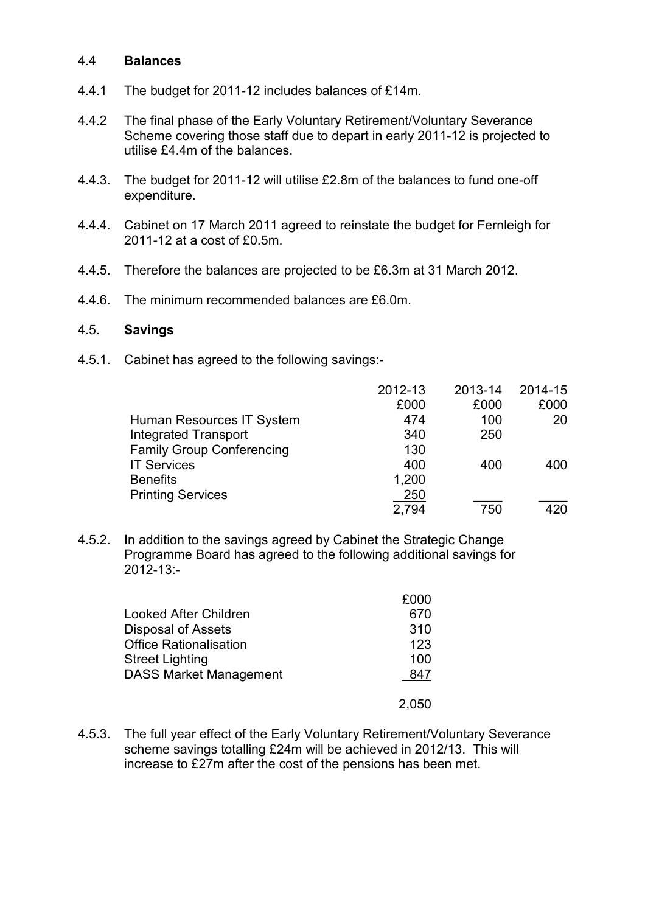## 4.4 **Balances**

4.4.1 The budget for 2011-12 includes balances of £14m.

4.4.2 The final phase of the Early Voluntary Retirement/Voluntary Severance Scheme covering those staff due to depart in early 2011-12 is projected to utilise £4.4m of the balances.

4.4.3. The budget for 2011-12 will utilise £2.8m of the balances to fund one-off expenditure.

4.4.4. Cabinet on 17 March 2011 agreed to reinstate the budget for Fernleigh for 2011-12 at a cost of £0.5m.

4.4.5. Therefore the balances are projected to be £6.3m at 31 March 2012.

4.4.6. The minimum recommended balances are £6.0m.

## 4.5. **Savings**

4.5.1. Cabinet has agreed to the following savings:-

| | 2012-13 £000 | 2013-14 £000 | 2014-15 £000 |
|---|---|---|---|
| Human Resources IT System | 474 | 100 | 20 |
| Integrated Transport | 340 | 250 | |
| Family Group Conferencing | 130 | | |
| IT Services | 400 | 400 | 400 |
| Benefits | 1,200 | | |
| Printing Services | 250 | | |
| | 2,794 | 750 | 420 |

4.5.2. In addition to the savings agreed by Cabinet the Strategic Change Programme Board has agreed to the following additional savings for 2012-13:-

| | £000 |
|---|---|
| Looked After Children | 670 |
| Disposal of Assets | 310 |
| Office Rationalisation | 123 |
| Street Lighting | 100 |
| DASS Market Management | 847 |
| | 2,050 |

4.5.3. The full year effect of the Early Voluntary Retirement/Voluntary Severance scheme savings totalling £24m will be achieved in 2012/13. This will increase to £27m after the cost of the pensions has been met.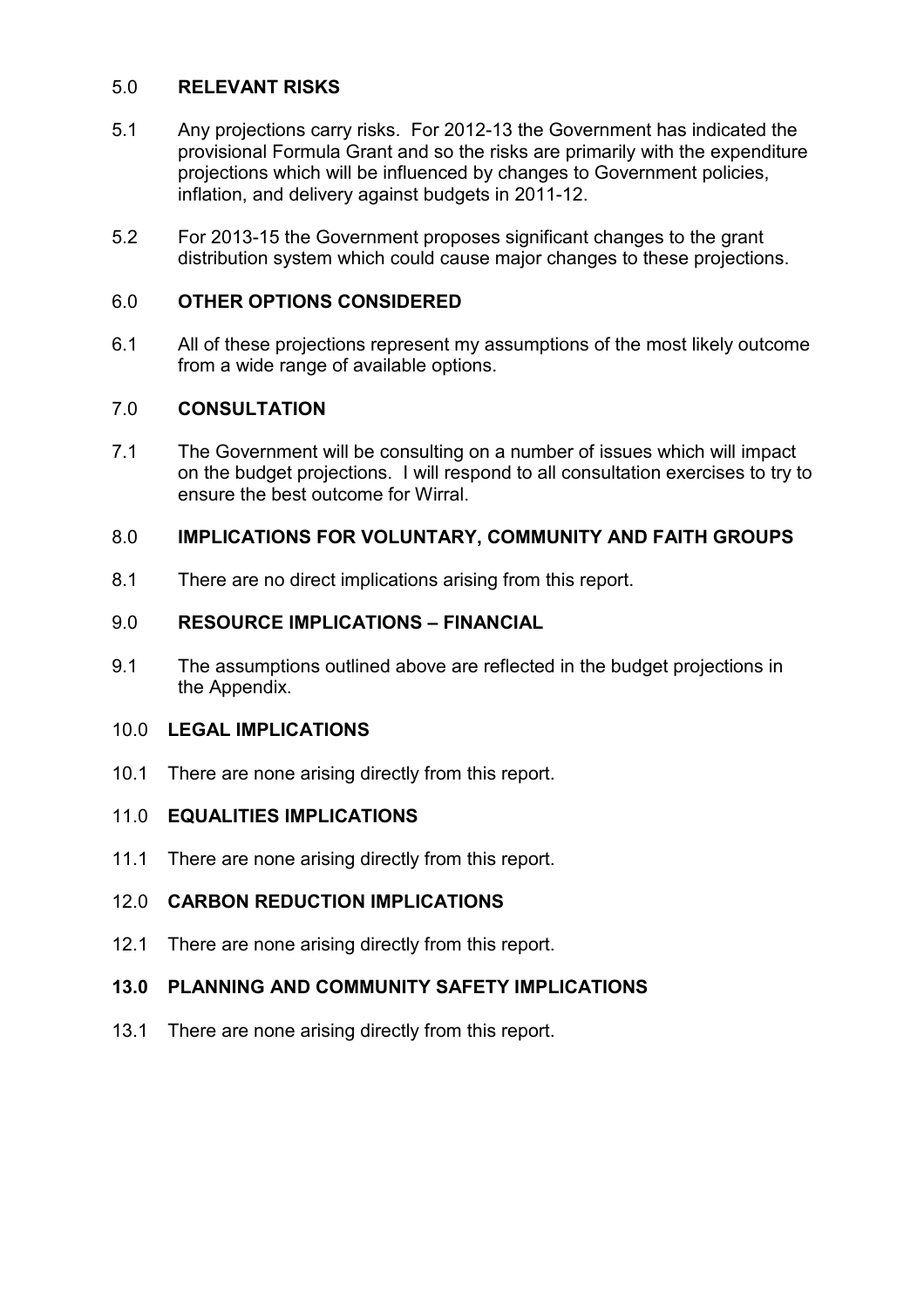## 5.0 RELEVANT RISKS

5.1 Any projections carry risks. For 2012-13 the Government has indicated the provisional Formula Grant and so the risks are primarily with the expenditure projections which will be influenced by changes to Government policies, inflation, and delivery against budgets in 2011-12.

5.2 For 2013-15 the Government proposes significant changes to the grant distribution system which could cause major changes to these projections.

## 6.0 OTHER OPTIONS CONSIDERED

6.1 All of these projections represent my assumptions of the most likely outcome from a wide range of available options.

## 7.0 CONSULTATION

7.1 The Government will be consulting on a number of issues which will impact on the budget projections. I will respond to all consultation exercises to try to ensure the best outcome for Wirral.

## 8.0 IMPLICATIONS FOR VOLUNTARY, COMMUNITY AND FAITH GROUPS

8.1 There are no direct implications arising from this report.

## 9.0 RESOURCE IMPLICATIONS – FINANCIAL

9.1 The assumptions outlined above are reflected in the budget projections in the Appendix.

## 10.0 LEGAL IMPLICATIONS

10.1 There are none arising directly from this report.

## 11.0 EQUALITIES IMPLICATIONS

11.1 There are none arising directly from this report.

## 12.0 CARBON REDUCTION IMPLICATIONS

12.1 There are none arising directly from this report.

## 13.0 PLANNING AND COMMUNITY SAFETY IMPLICATIONS

13.1 There are none arising directly from this report.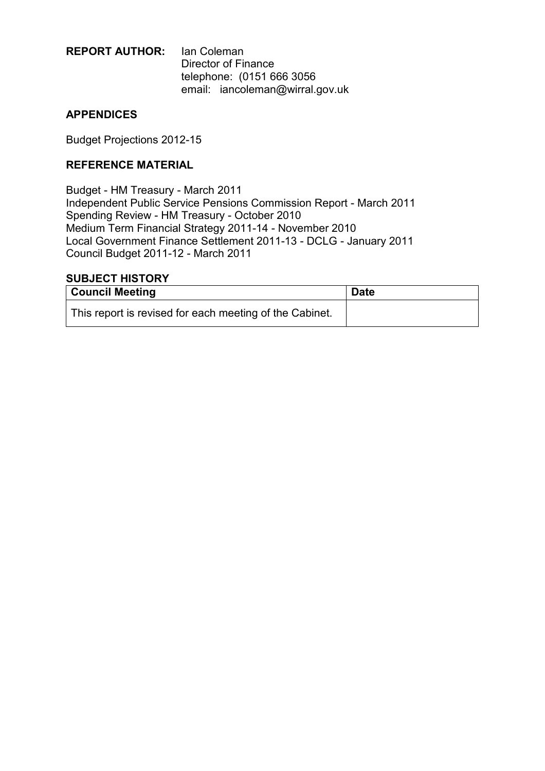**REPORT AUTHOR:** Ian Coleman
Director of Finance
telephone: (0151 666 3056
email: iancoleman@wirral.gov.uk

**APPENDICES**

Budget Projections 2012-15

**REFERENCE MATERIAL**

Budget - HM Treasury - March 2011
Independent Public Service Pensions Commission Report - March 2011
Spending Review - HM Treasury - October 2010
Medium Term Financial Strategy 2011-14 - November 2010
Local Government Finance Settlement 2011-13 - DCLG - January 2011
Council Budget 2011-12 - March 2011

**SUBJECT HISTORY**

| Council Meeting | Date |
|---|---|
| This report is revised for each meeting of the Cabinet. | |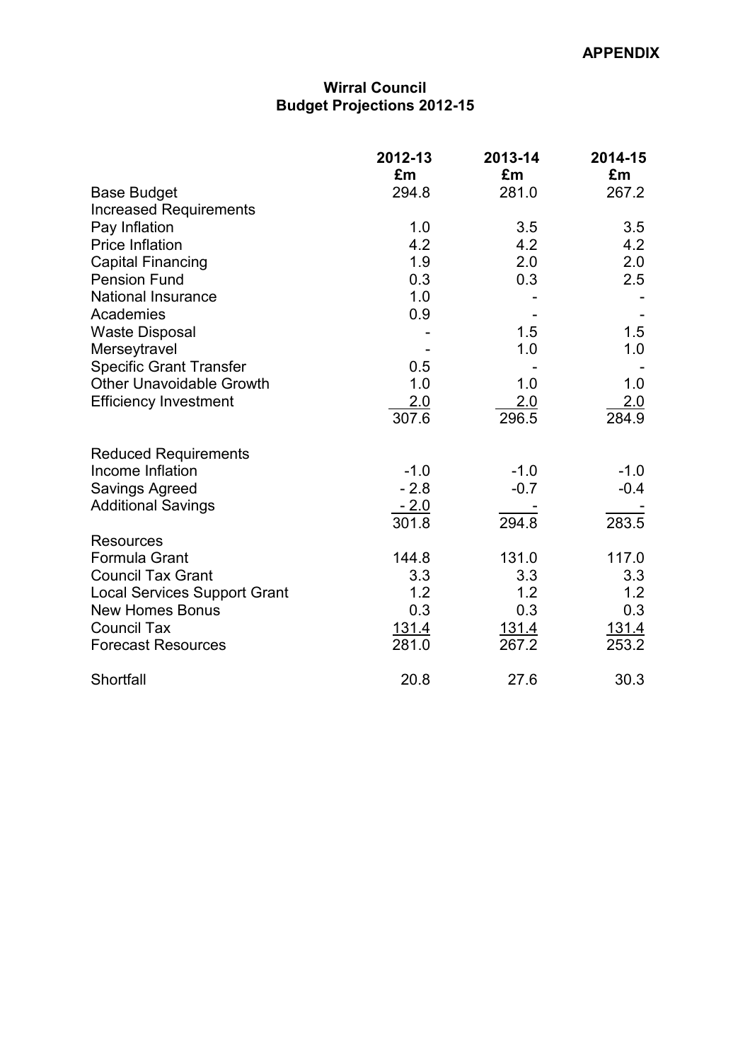**APPENDIX**

**Wirral Council**
**Budget Projections 2012-15**

| | 2012-13 £m | 2013-14 £m | 2014-15 £m |
|---|---|---|---|
| Base Budget | 294.8 | 281.0 | 267.2 |
| Increased Requirements | | | |
| Pay Inflation | 1.0 | 3.5 | 3.5 |
| Price Inflation | 4.2 | 4.2 | 4.2 |
| Capital Financing | 1.9 | 2.0 | 2.0 |
| Pension Fund | 0.3 | 0.3 | 2.5 |
| National Insurance | 1.0 | - | - |
| Academies | 0.9 | - | - |
| Waste Disposal | - | 1.5 | 1.5 |
| Merseytravel | - | 1.0 | 1.0 |
| Specific Grant Transfer | 0.5 | - | - |
| Other Unavoidable Growth | 1.0 | 1.0 | 1.0 |
| Efficiency Investment | 2.0 | 2.0 | 2.0 |
| | 307.6 | 296.5 | 284.9 |
| Reduced Requirements | | | |
| Income Inflation | -1.0 | -1.0 | -1.0 |
| Savings Agreed | - 2.8 | -0.7 | -0.4 |
| Additional Savings | - 2.0 | - | - |
| | 301.8 | 294.8 | 283.5 |
| Resources | | | |
| Formula Grant | 144.8 | 131.0 | 117.0 |
| Council Tax Grant | 3.3 | 3.3 | 3.3 |
| Local Services Support Grant | 1.2 | 1.2 | 1.2 |
| New Homes Bonus | 0.3 | 0.3 | 0.3 |
| Council Tax | 131.4 | 131.4 | 131.4 |
| Forecast Resources | 281.0 | 267.2 | 253.2 |
| Shortfall | 20.8 | 27.6 | 30.3 |